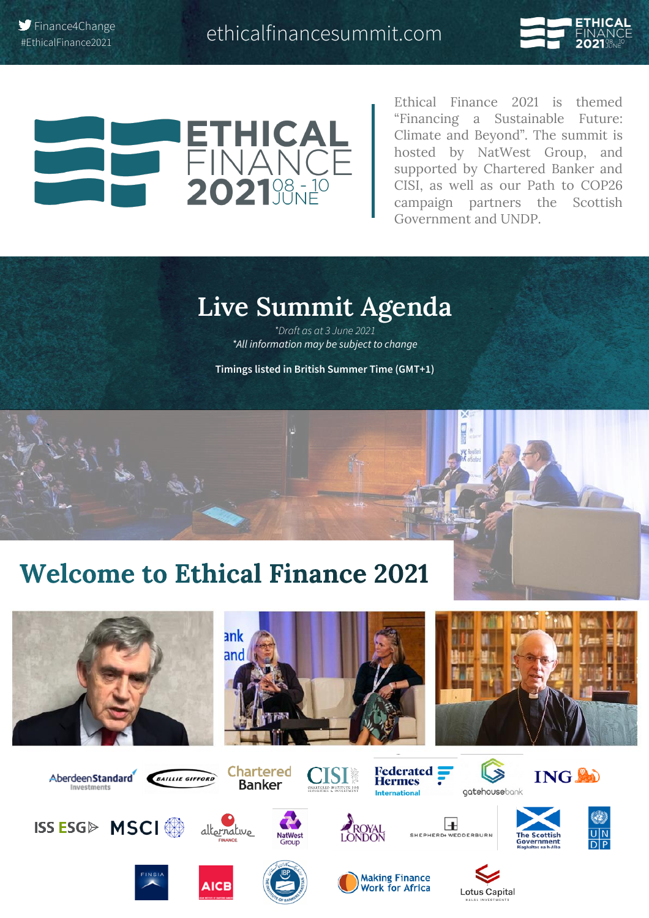Finance4Change
#EthicalFinance2021

ethicalfinancesummit.com

# ETHICAL FINANCE 2021 08 - 10 JUNE

Ethical Finance 2021 is themed "Financing a Sustainable Future: Climate and Beyond". The summit is hosted by NatWest Group, and supported by Chartered Banker and CISI, as well as our Path to COP26 campaign partners the Scottish Government and UNDP.

## Live Summit Agenda

*\*Draft as at 3 June 2021*

*\*All information may be subject to change*

Timings listed in British Summer Time (GMT+1)

## Welcome to Ethical Finance 2021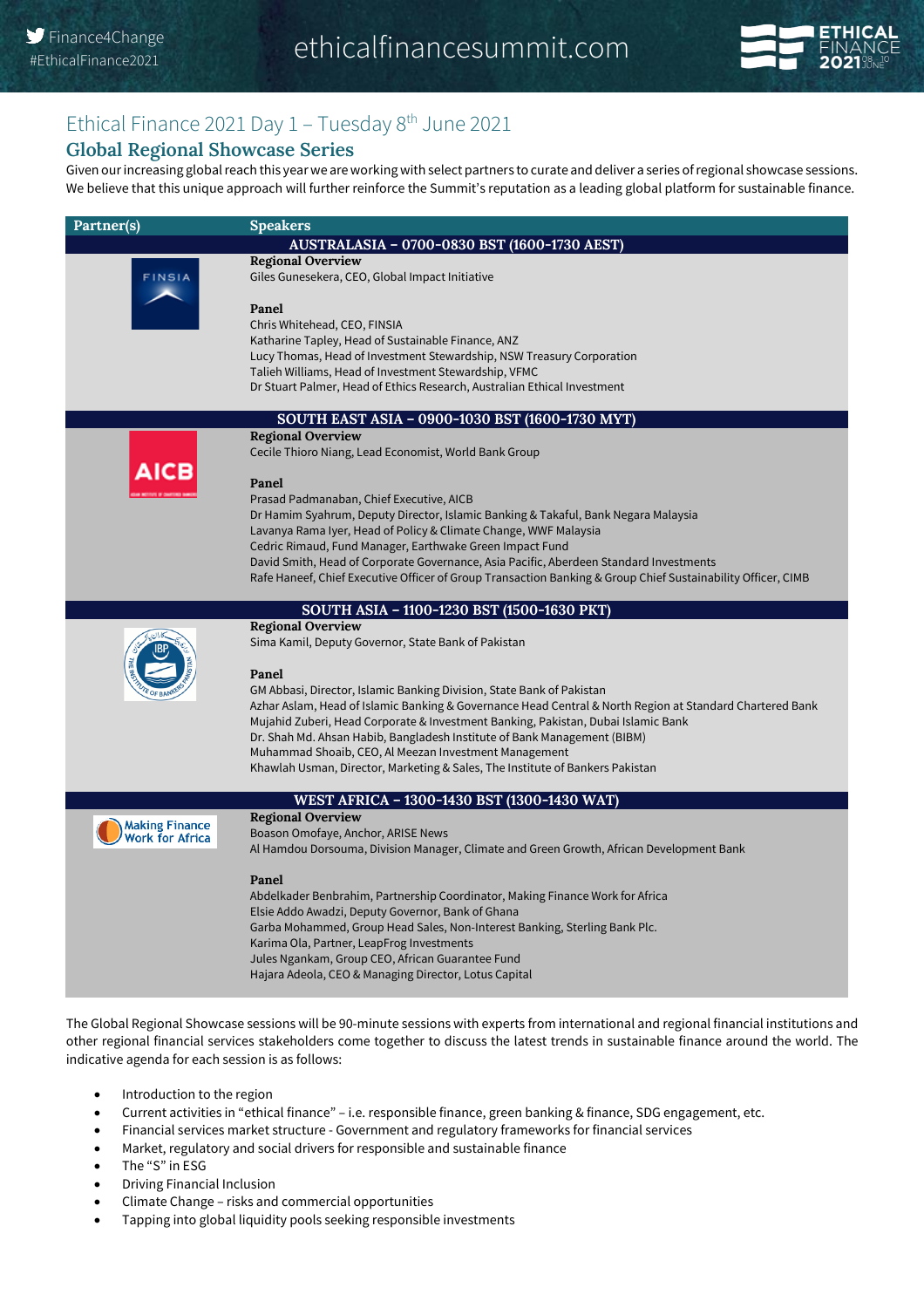## Ethical Finance 2021 Day 1 – Tuesday 8th June 2021

### Global Regional Showcase Series

Given our increasing global reach this year we are working with select partners to curate and deliver a series of regional showcase sessions. We believe that this unique approach will further reinforce the Summit's reputation as a leading global platform for sustainable finance.

| Partner(s) | Speakers |
|---|---|
| | **AUSTRALASIA – 0700-0830 BST (1600-1730 AEST)** |
| FINSIA | **Regional Overview**<br>Giles Gunesekera, CEO, Global Impact Initiative<br><br>**Panel**<br>Chris Whitehead, CEO, FINSIA<br>Katharine Tapley, Head of Sustainable Finance, ANZ<br>Lucy Thomas, Head of Investment Stewardship, NSW Treasury Corporation<br>Talieh Williams, Head of Investment Stewardship, VFMC<br>Dr Stuart Palmer, Head of Ethics Research, Australian Ethical Investment |
| | **SOUTH EAST ASIA – 0900-1030 BST (1600-1730 MYT)** |
| AICB | **Regional Overview**<br>Cecile Thioro Niang, Lead Economist, World Bank Group<br><br>**Panel**<br>Prasad Padmanaban, Chief Executive, AICB<br>Dr Hamim Syahrum, Deputy Director, Islamic Banking & Takaful, Bank Negara Malaysia<br>Lavanya Rama Iyer, Head of Policy & Climate Change, WWF Malaysia<br>Cedric Rimaud, Fund Manager, Earthwake Green Impact Fund<br>David Smith, Head of Corporate Governance, Asia Pacific, Aberdeen Standard Investments<br>Rafe Haneef, Chief Executive Officer of Group Transaction Banking & Group Chief Sustainability Officer, CIMB |
| | **SOUTH ASIA – 1100-1230 BST (1500-1630 PKT)** |
| The Institute of Bankers Pakistan (IBP) | **Regional Overview**<br>Sima Kamil, Deputy Governor, State Bank of Pakistan<br><br>**Panel**<br>GM Abbasi, Director, Islamic Banking Division, State Bank of Pakistan<br>Azhar Aslam, Head of Islamic Banking & Governance Head Central & North Region at Standard Chartered Bank<br>Mujahid Zuberi, Head Corporate & Investment Banking, Pakistan, Dubai Islamic Bank<br>Dr. Shah Md. Ahsan Habib, Bangladesh Institute of Bank Management (BIBM)<br>Muhammad Shoaib, CEO, Al Meezan Investment Management<br>Khawlah Usman, Director, Marketing & Sales, The Institute of Bankers Pakistan |
| | **WEST AFRICA – 1300-1430 BST (1300-1430 WAT)** |
| Making Finance Work for Africa | **Regional Overview**<br>Boason Omofaye, Anchor, ARISE News<br>Al Hamdou Dorsouma, Division Manager, Climate and Green Growth, African Development Bank<br><br>**Panel**<br>Abdelkader Benbrahim, Partnership Coordinator, Making Finance Work for Africa<br>Elsie Addo Awadzi, Deputy Governor, Bank of Ghana<br>Garba Mohammed, Group Head Sales, Non-Interest Banking, Sterling Bank Plc.<br>Karima Ola, Partner, LeapFrog Investments<br>Jules Ngankam, Group CEO, African Guarantee Fund<br>Hajara Adeola, CEO & Managing Director, Lotus Capital |

The Global Regional Showcase sessions will be 90-minute sessions with experts from international and regional financial institutions and other regional financial services stakeholders come together to discuss the latest trends in sustainable finance around the world. The indicative agenda for each session is as follows:

- Introduction to the region
- Current activities in "ethical finance" – i.e. responsible finance, green banking & finance, SDG engagement, etc.
- Financial services market structure - Government and regulatory frameworks for financial services
- Market, regulatory and social drivers for responsible and sustainable finance
- The "S" in ESG
- Driving Financial Inclusion
- Climate Change – risks and commercial opportunities
- Tapping into global liquidity pools seeking responsible investments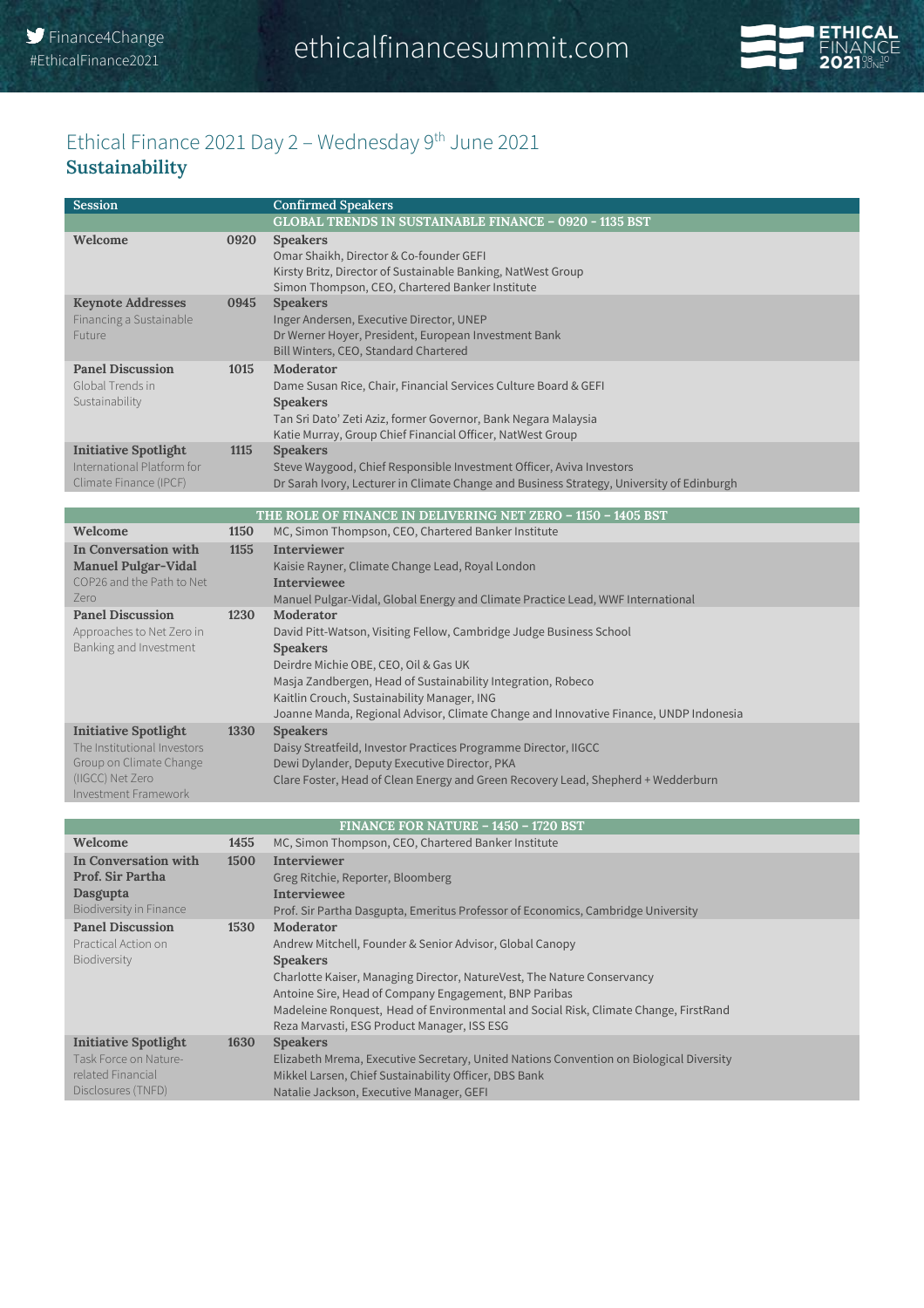# Ethical Finance 2021 Day 2 – Wednesday 9th June 2021

## Sustainability

| Session | | Confirmed Speakers |
|---|---|---|
| | | **GLOBAL TRENDS IN SUSTAINABLE FINANCE – 0920 - 1135 BST** |
| **Welcome** | 0920 | **Speakers**<br>Omar Shaikh, Director & Co-founder GEFI<br>Kirsty Britz, Director of Sustainable Banking, NatWest Group<br>Simon Thompson, CEO, Chartered Banker Institute |
| **Keynote Addresses**<br>Financing a Sustainable Future | 0945 | **Speakers**<br>Inger Andersen, Executive Director, UNEP<br>Dr Werner Hoyer, President, European Investment Bank<br>Bill Winters, CEO, Standard Chartered |
| **Panel Discussion**<br>Global Trends in Sustainability | 1015 | **Moderator**<br>Dame Susan Rice, Chair, Financial Services Culture Board & GEFI<br>**Speakers**<br>Tan Sri Dato' Zeti Aziz, former Governor, Bank Negara Malaysia<br>Katie Murray, Group Chief Financial Officer, NatWest Group |
| **Initiative Spotlight**<br>International Platform for Climate Finance (IPCF) | 1115 | **Speakers**<br>Steve Waygood, Chief Responsible Investment Officer, Aviva Investors<br>Dr Sarah Ivory, Lecturer in Climate Change and Business Strategy, University of Edinburgh |
| | | **THE ROLE OF FINANCE IN DELIVERING NET ZERO – 1150 – 1405 BST** |
| **Welcome** | 1150 | MC, Simon Thompson, CEO, Chartered Banker Institute |
| **In Conversation with Manuel Pulgar-Vidal**<br>COP26 and the Path to Net Zero | 1155 | **Interviewer**<br>Kaisie Rayner, Climate Change Lead, Royal London<br>**Interviewee**<br>Manuel Pulgar-Vidal, Global Energy and Climate Practice Lead, WWF International |
| **Panel Discussion**<br>Approaches to Net Zero in Banking and Investment | 1230 | **Moderator**<br>David Pitt-Watson, Visiting Fellow, Cambridge Judge Business School<br>**Speakers**<br>Deirdre Michie OBE, CEO, Oil & Gas UK<br>Masja Zandbergen, Head of Sustainability Integration, Robeco<br>Kaitlin Crouch, Sustainability Manager, ING<br>Joanne Manda, Regional Advisor, Climate Change and Innovative Finance, UNDP Indonesia |
| **Initiative Spotlight**<br>The Institutional Investors Group on Climate Change (IIGCC) Net Zero Investment Framework | 1330 | **Speakers**<br>Daisy Streatfeild, Investor Practices Programme Director, IIGCC<br>Dewi Dylander, Deputy Executive Director, PKA<br>Clare Foster, Head of Clean Energy and Green Recovery Lead, Shepherd + Wedderburn |
| | | **FINANCE FOR NATURE – 1450 – 1720 BST** |
| **Welcome** | 1455 | MC, Simon Thompson, CEO, Chartered Banker Institute |
| **In Conversation with Prof. Sir Partha Dasgupta**<br>Biodiversity in Finance | 1500 | **Interviewer**<br>Greg Ritchie, Reporter, Bloomberg<br>**Interviewee**<br>Prof. Sir Partha Dasgupta, Emeritus Professor of Economics, Cambridge University |
| **Panel Discussion**<br>Practical Action on Biodiversity | 1530 | **Moderator**<br>Andrew Mitchell, Founder & Senior Advisor, Global Canopy<br>**Speakers**<br>Charlotte Kaiser, Managing Director, NatureVest, The Nature Conservancy<br>Antoine Sire, Head of Company Engagement, BNP Paribas<br>Madeleine Ronquest, Head of Environmental and Social Risk, Climate Change, FirstRand<br>Reza Marvasti, ESG Product Manager, ISS ESG |
| **Initiative Spotlight**<br>Task Force on Nature-related Financial Disclosures (TNFD) | 1630 | **Speakers**<br>Elizabeth Mrema, Executive Secretary, United Nations Convention on Biological Diversity<br>Mikkel Larsen, Chief Sustainability Officer, DBS Bank<br>Natalie Jackson, Executive Manager, GEFI |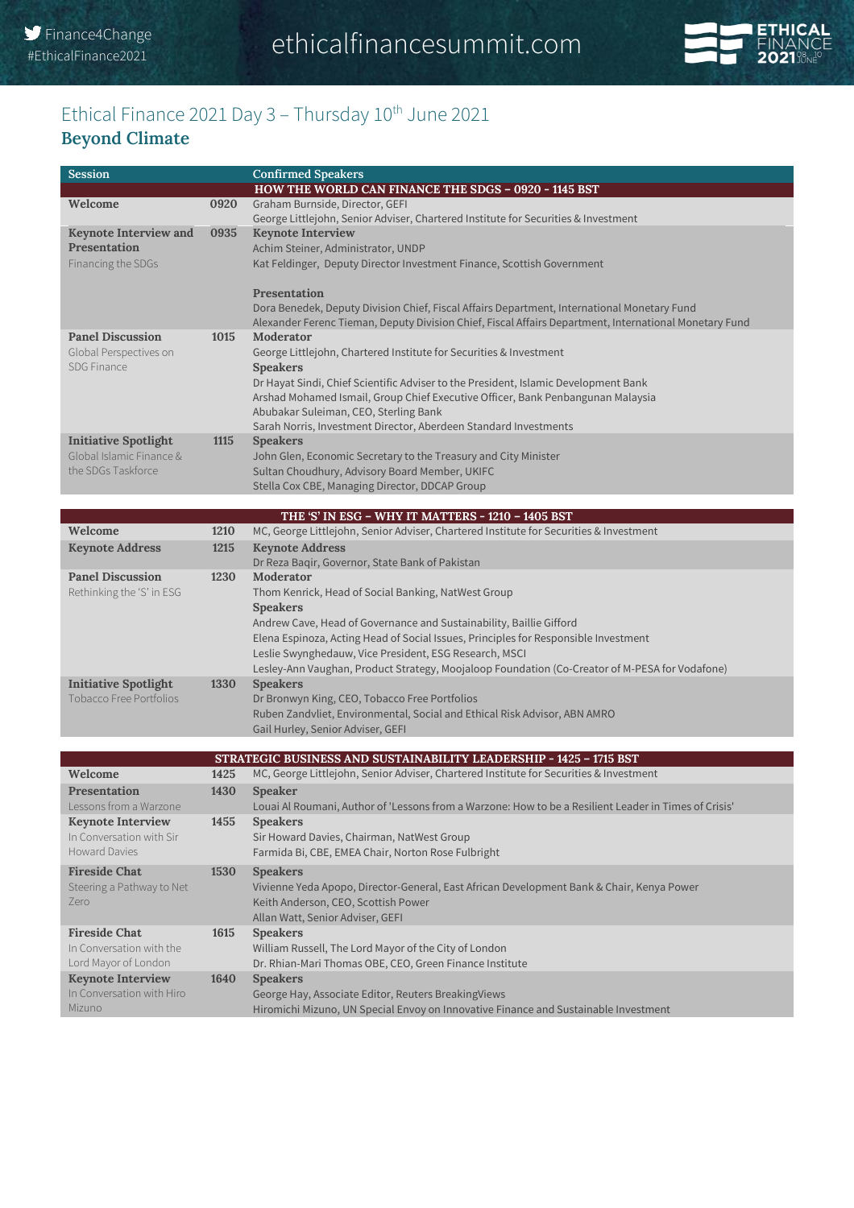# Ethical Finance 2021 Day 3 – Thursday 10th June 2021

## Beyond Climate

| Session | | Confirmed Speakers |
|---|---|---|
| **HOW THE WORLD CAN FINANCE THE SDGS – 0920 - 1145 BST** | | |
| **Welcome** | 0920 | Graham Burnside, Director, GEFI<br>George Littlejohn, Senior Adviser, Chartered Institute for Securities & Investment |
| **Keynote Interview and Presentation**<br>Financing the SDGs | 0935 | **Keynote Interview**<br>Achim Steiner, Administrator, UNDP<br>Kat Feldinger, Deputy Director Investment Finance, Scottish Government<br><br>**Presentation**<br>Dora Benedek, Deputy Division Chief, Fiscal Affairs Department, International Monetary Fund<br>Alexander Ferenc Tieman, Deputy Division Chief, Fiscal Affairs Department, International Monetary Fund |
| **Panel Discussion**<br>Global Perspectives on SDG Finance | 1015 | **Moderator**<br>George Littlejohn, Chartered Institute for Securities & Investment<br>**Speakers**<br>Dr Hayat Sindi, Chief Scientific Adviser to the President, Islamic Development Bank<br>Arshad Mohamed Ismail, Group Chief Executive Officer, Bank Penbangunan Malaysia<br>Abubakar Suleiman, CEO, Sterling Bank<br>Sarah Norris, Investment Director, Aberdeen Standard Investments |
| **Initiative Spotlight**<br>Global Islamic Finance & the SDGs Taskforce | 1115 | **Speakers**<br>John Glen, Economic Secretary to the Treasury and City Minister<br>Sultan Choudhury, Advisory Board Member, UKIFC<br>Stella Cox CBE, Managing Director, DDCAP Group |
| **THE 'S' IN ESG – WHY IT MATTERS - 1210 – 1405 BST** | | |
| **Welcome** | 1210 | MC, George Littlejohn, Senior Adviser, Chartered Institute for Securities & Investment |
| **Keynote Address** | 1215 | **Keynote Address**<br>Dr Reza Baqir, Governor, State Bank of Pakistan |
| **Panel Discussion**<br>Rethinking the 'S' in ESG | 1230 | **Moderator**<br>Thom Kenrick, Head of Social Banking, NatWest Group<br>**Speakers**<br>Andrew Cave, Head of Governance and Sustainability, Baillie Gifford<br>Elena Espinoza, Acting Head of Social Issues, Principles for Responsible Investment<br>Leslie Swynghedauw, Vice President, ESG Research, MSCI<br>Lesley-Ann Vaughan, Product Strategy, Moojaloop Foundation (Co-Creator of M-PESA for Vodafone) |
| **Initiative Spotlight**<br>Tobacco Free Portfolios | 1330 | **Speakers**<br>Dr Bronwyn King, CEO, Tobacco Free Portfolios<br>Ruben Zandvliet, Environmental, Social and Ethical Risk Advisor, ABN AMRO<br>Gail Hurley, Senior Adviser, GEFI |
| **STRATEGIC BUSINESS AND SUSTAINABILITY LEADERSHIP - 1425 – 1715 BST** | | |
| **Welcome** | 1425 | MC, George Littlejohn, Senior Adviser, Chartered Institute for Securities & Investment |
| **Presentation**<br>Lessons from a Warzone | 1430 | **Speaker**<br>Louai Al Roumani, Author of 'Lessons from a Warzone: How to be a Resilient Leader in Times of Crisis' |
| **Keynote Interview**<br>In Conversation with Sir Howard Davies | 1455 | **Speakers**<br>Sir Howard Davies, Chairman, NatWest Group<br>Farmida Bi, CBE, EMEA Chair, Norton Rose Fulbright |
| **Fireside Chat**<br>Steering a Pathway to Net Zero | 1530 | **Speakers**<br>Vivienne Yeda Apopo, Director-General, East African Development Bank & Chair, Kenya Power<br>Keith Anderson, CEO, Scottish Power<br>Allan Watt, Senior Adviser, GEFI |
| **Fireside Chat**<br>In Conversation with the Lord Mayor of London | 1615 | **Speakers**<br>William Russell, The Lord Mayor of the City of London<br>Dr. Rhian-Mari Thomas OBE, CEO, Green Finance Institute |
| **Keynote Interview**<br>In Conversation with Hiro Mizuno | 1640 | **Speakers**<br>George Hay, Associate Editor, Reuters BreakingViews<br>Hiromichi Mizuno, UN Special Envoy on Innovative Finance and Sustainable Investment |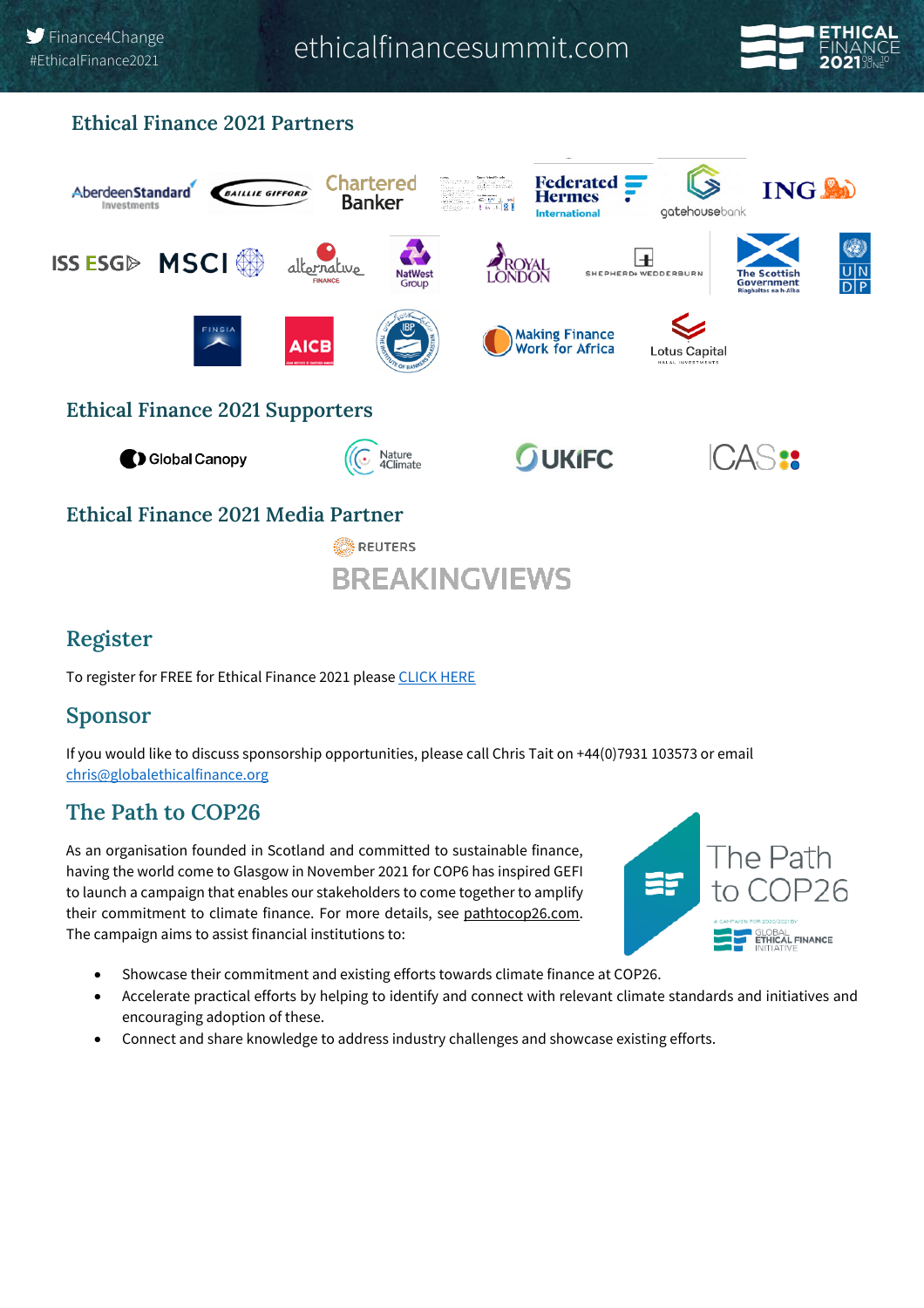## Ethical Finance 2021 Partners

## Ethical Finance 2021 Supporters

## Ethical Finance 2021 Media Partner

## Register

To register for FREE for Ethical Finance 2021 please CLICK HERE

## Sponsor

If you would like to discuss sponsorship opportunities, please call Chris Tait on +44(0)7931 103573 or email chris@globalethicalfinance.org

## The Path to COP26

As an organisation founded in Scotland and committed to sustainable finance, having the world come to Glasgow in November 2021 for COP6 has inspired GEFI to launch a campaign that enables our stakeholders to come together to amplify their commitment to climate finance. For more details, see pathtocop26.com. The campaign aims to assist financial institutions to:

- Showcase their commitment and existing efforts towards climate finance at COP26.
- Accelerate practical efforts by helping to identify and connect with relevant climate standards and initiatives and encouraging adoption of these.
- Connect and share knowledge to address industry challenges and showcase existing efforts.